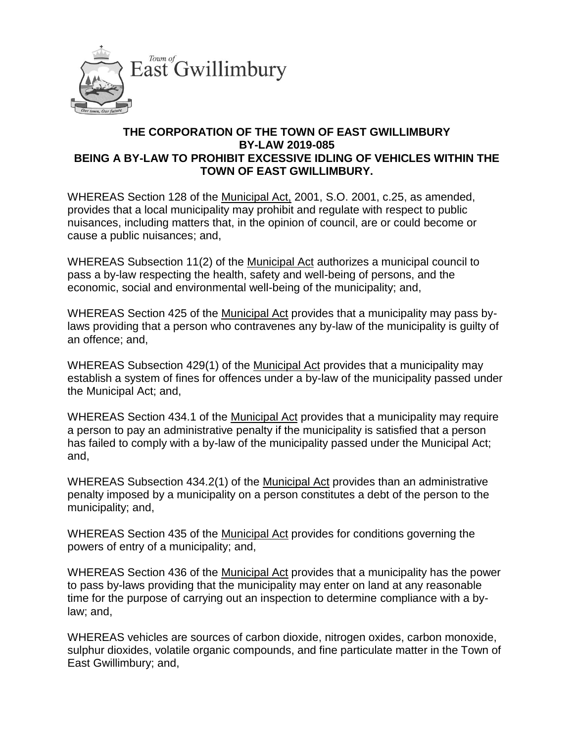Town of East Gwillimbury

**THE CORPORATION OF THE TOWN OF EAST GWILLIMBURY**
**BY-LAW 2019-085**
**BEING A BY-LAW TO PROHIBIT EXCESSIVE IDLING OF VEHICLES WITHIN THE TOWN OF EAST GWILLIMBURY.**

WHEREAS Section 128 of the Municipal Act, 2001, S.O. 2001, c.25, as amended, provides that a local municipality may prohibit and regulate with respect to public nuisances, including matters that, in the opinion of council, are or could become or cause a public nuisances; and,

WHEREAS Subsection 11(2) of the Municipal Act authorizes a municipal council to pass a by-law respecting the health, safety and well-being of persons, and the economic, social and environmental well-being of the municipality; and,

WHEREAS Section 425 of the Municipal Act provides that a municipality may pass by-laws providing that a person who contravenes any by-law of the municipality is guilty of an offence; and,

WHEREAS Subsection 429(1) of the Municipal Act provides that a municipality may establish a system of fines for offences under a by-law of the municipality passed under the Municipal Act; and,

WHEREAS Section 434.1 of the Municipal Act provides that a municipality may require a person to pay an administrative penalty if the municipality is satisfied that a person has failed to comply with a by-law of the municipality passed under the Municipal Act; and,

WHEREAS Subsection 434.2(1) of the Municipal Act provides than an administrative penalty imposed by a municipality on a person constitutes a debt of the person to the municipality; and,

WHEREAS Section 435 of the Municipal Act provides for conditions governing the powers of entry of a municipality; and,

WHEREAS Section 436 of the Municipal Act provides that a municipality has the power to pass by-laws providing that the municipality may enter on land at any reasonable time for the purpose of carrying out an inspection to determine compliance with a by-law; and,

WHEREAS vehicles are sources of carbon dioxide, nitrogen oxides, carbon monoxide, sulphur dioxides, volatile organic compounds, and fine particulate matter in the Town of East Gwillimbury; and,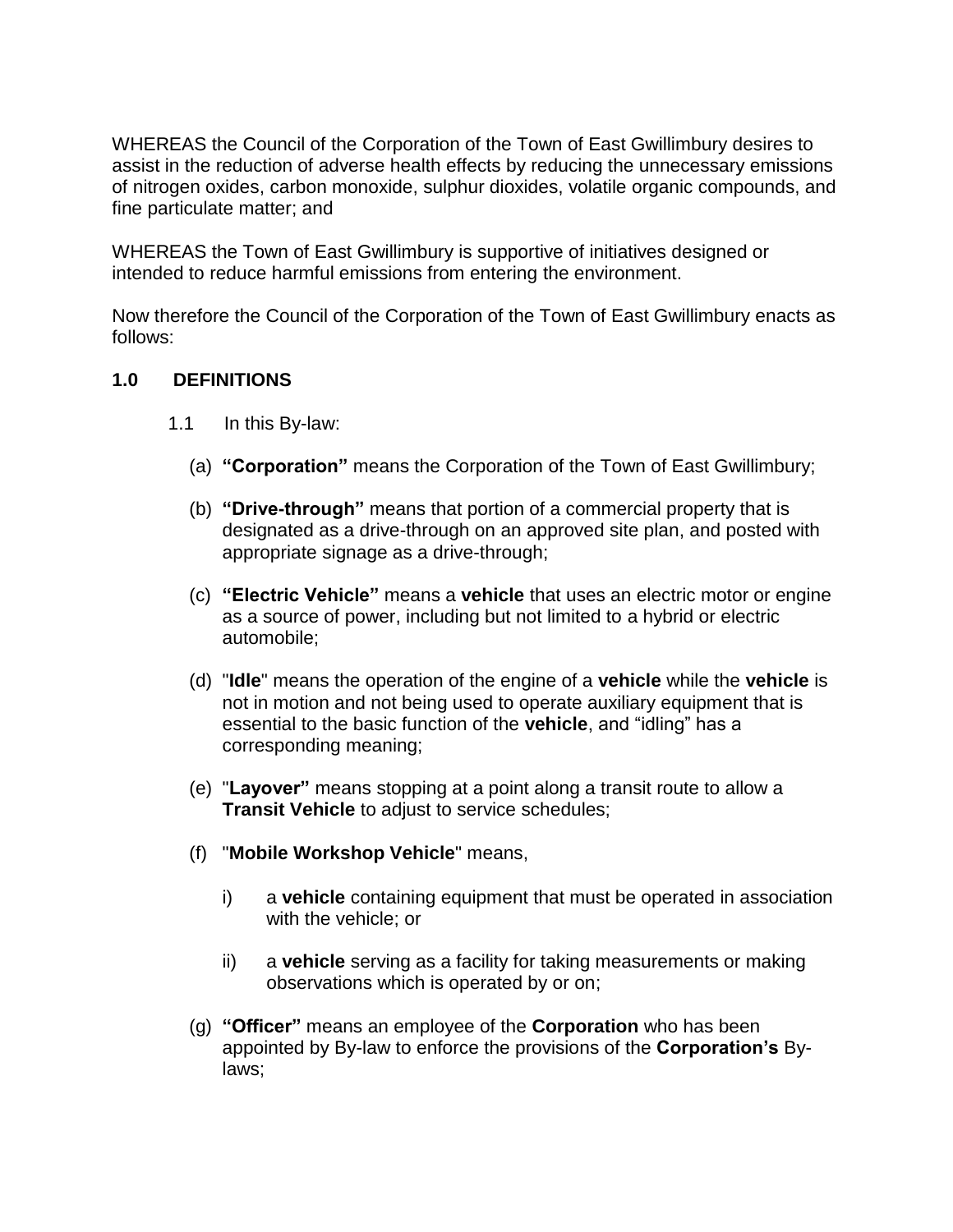WHEREAS the Council of the Corporation of the Town of East Gwillimbury desires to assist in the reduction of adverse health effects by reducing the unnecessary emissions of nitrogen oxides, carbon monoxide, sulphur dioxides, volatile organic compounds, and fine particulate matter; and

WHEREAS the Town of East Gwillimbury is supportive of initiatives designed or intended to reduce harmful emissions from entering the environment.

Now therefore the Council of the Corporation of the Town of East Gwillimbury enacts as follows:

## 1.0 DEFINITIONS

1.1 In this By-law:

(a) **"Corporation"** means the Corporation of the Town of East Gwillimbury;

(b) **"Drive-through"** means that portion of a commercial property that is designated as a drive-through on an approved site plan, and posted with appropriate signage as a drive-through;

(c) **"Electric Vehicle"** means a **vehicle** that uses an electric motor or engine as a source of power, including but not limited to a hybrid or electric automobile;

(d) "**Idle**" means the operation of the engine of a **vehicle** while the **vehicle** is not in motion and not being used to operate auxiliary equipment that is essential to the basic function of the **vehicle**, and "idling" has a corresponding meaning;

(e) "**Layover"** means stopping at a point along a transit route to allow a **Transit Vehicle** to adjust to service schedules;

(f) "**Mobile Workshop Vehicle**" means,

i) a **vehicle** containing equipment that must be operated in association with the vehicle; or

ii) a **vehicle** serving as a facility for taking measurements or making observations which is operated by or on;

(g) **"Officer"** means an employee of the **Corporation** who has been appointed by By-law to enforce the provisions of the **Corporation's** By-laws;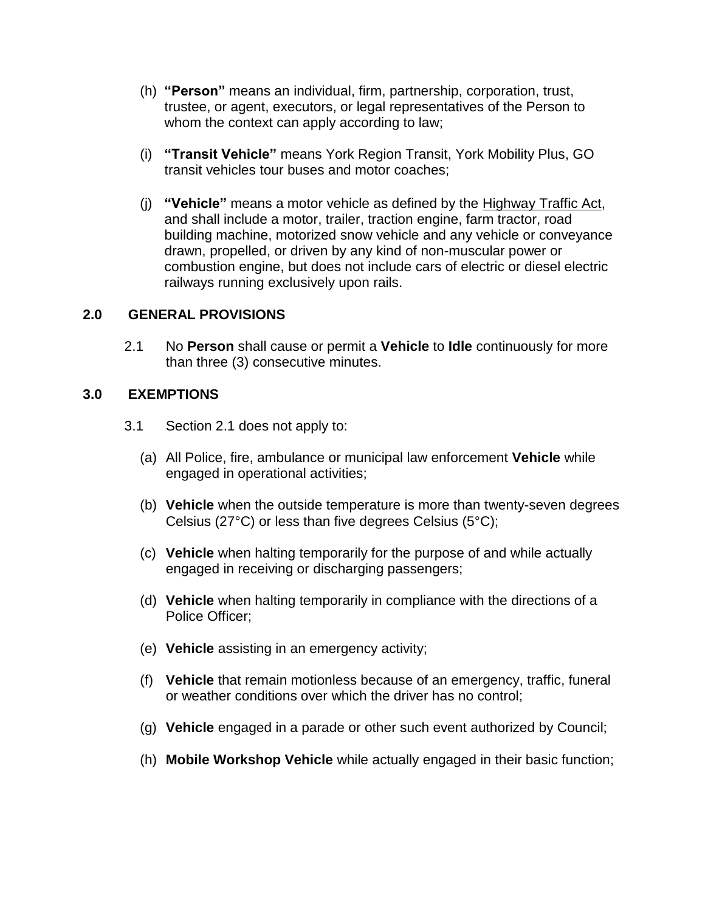(h) **"Person"** means an individual, firm, partnership, corporation, trust, trustee, or agent, executors, or legal representatives of the Person to whom the context can apply according to law;

(i) **"Transit Vehicle"** means York Region Transit, York Mobility Plus, GO transit vehicles tour buses and motor coaches;

(j) **"Vehicle"** means a motor vehicle as defined by the Highway Traffic Act, and shall include a motor, trailer, traction engine, farm tractor, road building machine, motorized snow vehicle and any vehicle or conveyance drawn, propelled, or driven by any kind of non-muscular power or combustion engine, but does not include cars of electric or diesel electric railways running exclusively upon rails.

## 2.0 GENERAL PROVISIONS

2.1 No **Person** shall cause or permit a **Vehicle** to **Idle** continuously for more than three (3) consecutive minutes.

## 3.0 EXEMPTIONS

3.1 Section 2.1 does not apply to:

(a) All Police, fire, ambulance or municipal law enforcement **Vehicle** while engaged in operational activities;

(b) **Vehicle** when the outside temperature is more than twenty-seven degrees Celsius (27°C) or less than five degrees Celsius (5°C);

(c) **Vehicle** when halting temporarily for the purpose of and while actually engaged in receiving or discharging passengers;

(d) **Vehicle** when halting temporarily in compliance with the directions of a Police Officer;

(e) **Vehicle** assisting in an emergency activity;

(f) **Vehicle** that remain motionless because of an emergency, traffic, funeral or weather conditions over which the driver has no control;

(g) **Vehicle** engaged in a parade or other such event authorized by Council;

(h) **Mobile Workshop Vehicle** while actually engaged in their basic function;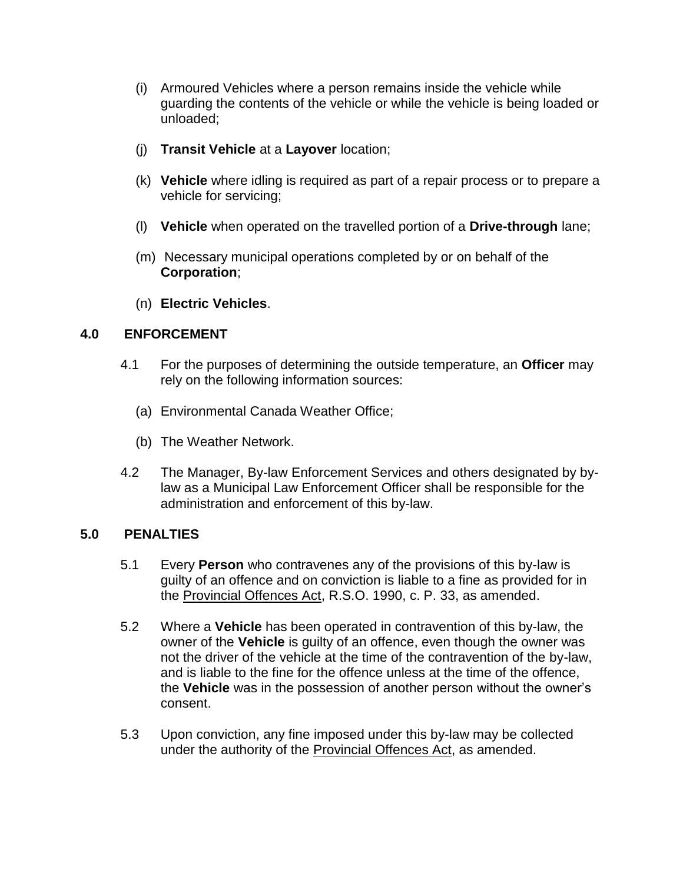(i) Armoured Vehicles where a person remains inside the vehicle while guarding the contents of the vehicle or while the vehicle is being loaded or unloaded;

(j) **Transit Vehicle** at a **Layover** location;

(k) **Vehicle** where idling is required as part of a repair process or to prepare a vehicle for servicing;

(l) **Vehicle** when operated on the travelled portion of a **Drive-through** lane;

(m) Necessary municipal operations completed by or on behalf of the **Corporation**;

(n) **Electric Vehicles**.

## 4.0 ENFORCEMENT

4.1 For the purposes of determining the outside temperature, an **Officer** may rely on the following information sources:

(a) Environmental Canada Weather Office;

(b) The Weather Network.

4.2 The Manager, By-law Enforcement Services and others designated by by-law as a Municipal Law Enforcement Officer shall be responsible for the administration and enforcement of this by-law.

## 5.0 PENALTIES

5.1 Every **Person** who contravenes any of the provisions of this by-law is guilty of an offence and on conviction is liable to a fine as provided for in the Provincial Offences Act, R.S.O. 1990, c. P. 33, as amended.

5.2 Where a **Vehicle** has been operated in contravention of this by-law, the owner of the **Vehicle** is guilty of an offence, even though the owner was not the driver of the vehicle at the time of the contravention of the by-law, and is liable to the fine for the offence unless at the time of the offence, the **Vehicle** was in the possession of another person without the owner's consent.

5.3 Upon conviction, any fine imposed under this by-law may be collected under the authority of the Provincial Offences Act, as amended.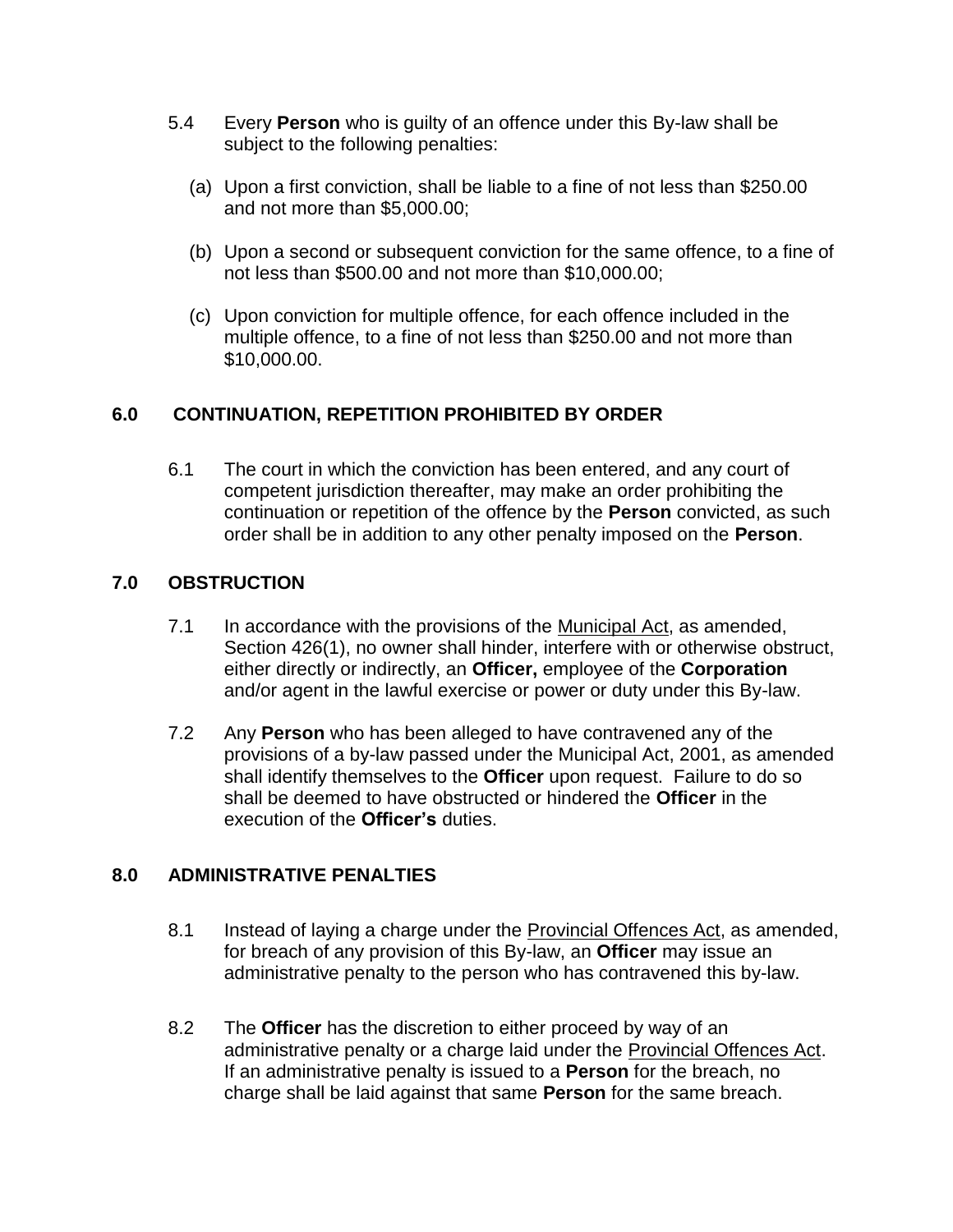5.4 Every **Person** who is guilty of an offence under this By-law shall be subject to the following penalties:

(a) Upon a first conviction, shall be liable to a fine of not less than $250.00 and not more than $5,000.00;

(b) Upon a second or subsequent conviction for the same offence, to a fine of not less than $500.00 and not more than $10,000.00;

(c) Upon conviction for multiple offence, for each offence included in the multiple offence, to a fine of not less than $250.00 and not more than $10,000.00.

## 6.0 CONTINUATION, REPETITION PROHIBITED BY ORDER

6.1 The court in which the conviction has been entered, and any court of competent jurisdiction thereafter, may make an order prohibiting the continuation or repetition of the offence by the **Person** convicted, as such order shall be in addition to any other penalty imposed on the **Person**.

## 7.0 OBSTRUCTION

7.1 In accordance with the provisions of the Municipal Act, as amended, Section 426(1), no owner shall hinder, interfere with or otherwise obstruct, either directly or indirectly, an **Officer,** employee of the **Corporation** and/or agent in the lawful exercise or power or duty under this By-law.

7.2 Any **Person** who has been alleged to have contravened any of the provisions of a by-law passed under the Municipal Act, 2001, as amended shall identify themselves to the **Officer** upon request. Failure to do so shall be deemed to have obstructed or hindered the **Officer** in the execution of the **Officer's** duties.

## 8.0 ADMINISTRATIVE PENALTIES

8.1 Instead of laying a charge under the Provincial Offences Act, as amended, for breach of any provision of this By-law, an **Officer** may issue an administrative penalty to the person who has contravened this by-law.

8.2 The **Officer** has the discretion to either proceed by way of an administrative penalty or a charge laid under the Provincial Offences Act. If an administrative penalty is issued to a **Person** for the breach, no charge shall be laid against that same **Person** for the same breach.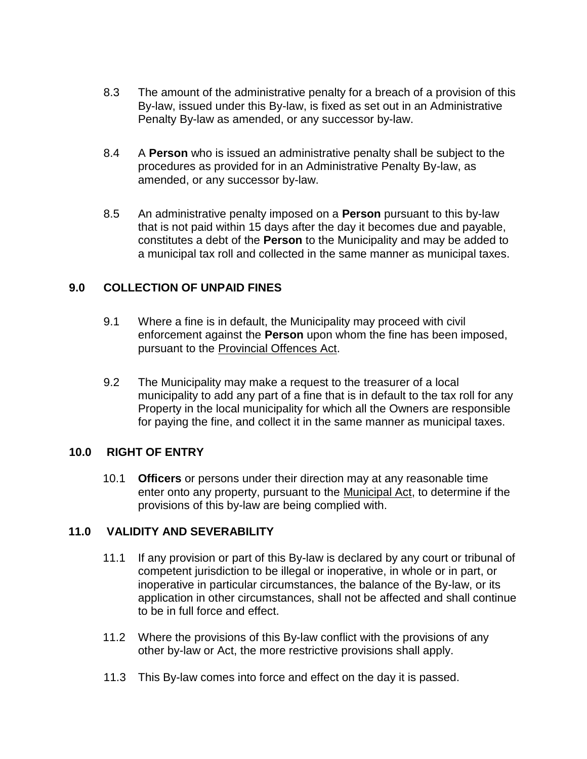8.3 The amount of the administrative penalty for a breach of a provision of this By-law, issued under this By-law, is fixed as set out in an Administrative Penalty By-law as amended, or any successor by-law.

8.4 A **Person** who is issued an administrative penalty shall be subject to the procedures as provided for in an Administrative Penalty By-law, as amended, or any successor by-law.

8.5 An administrative penalty imposed on a **Person** pursuant to this by-law that is not paid within 15 days after the day it becomes due and payable, constitutes a debt of the **Person** to the Municipality and may be added to a municipal tax roll and collected in the same manner as municipal taxes.

## 9.0 COLLECTION OF UNPAID FINES

9.1 Where a fine is in default, the Municipality may proceed with civil enforcement against the **Person** upon whom the fine has been imposed, pursuant to the Provincial Offences Act.

9.2 The Municipality may make a request to the treasurer of a local municipality to add any part of a fine that is in default to the tax roll for any Property in the local municipality for which all the Owners are responsible for paying the fine, and collect it in the same manner as municipal taxes.

## 10.0 RIGHT OF ENTRY

10.1 **Officers** or persons under their direction may at any reasonable time enter onto any property, pursuant to the Municipal Act, to determine if the provisions of this by-law are being complied with.

## 11.0 VALIDITY AND SEVERABILITY

11.1 If any provision or part of this By-law is declared by any court or tribunal of competent jurisdiction to be illegal or inoperative, in whole or in part, or inoperative in particular circumstances, the balance of the By-law, or its application in other circumstances, shall not be affected and shall continue to be in full force and effect.

11.2 Where the provisions of this By-law conflict with the provisions of any other by-law or Act, the more restrictive provisions shall apply.

11.3 This By-law comes into force and effect on the day it is passed.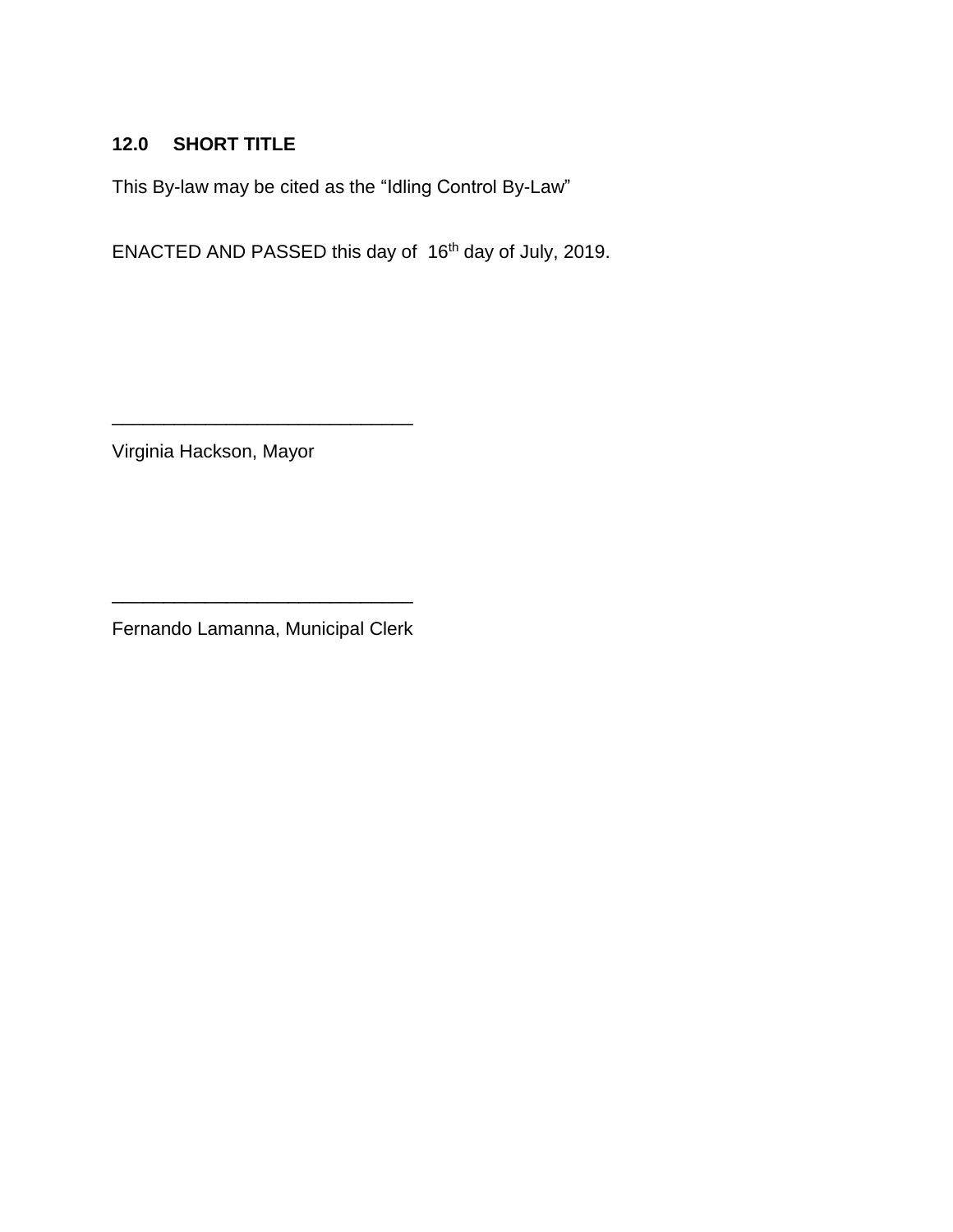### 12.0 SHORT TITLE

This By-law may be cited as the “Idling Control By-Law”

ENACTED AND PASSED this day of 16th day of July, 2019.

\_\_\_\_\_\_\_\_\_\_\_\_\_\_\_\_\_\_\_\_\_\_\_\_\_\_\_\_\_\_

Virginia Hackson, Mayor

\_\_\_\_\_\_\_\_\_\_\_\_\_\_\_\_\_\_\_\_\_\_\_\_\_\_\_\_\_\_

Fernando Lamanna, Municipal Clerk